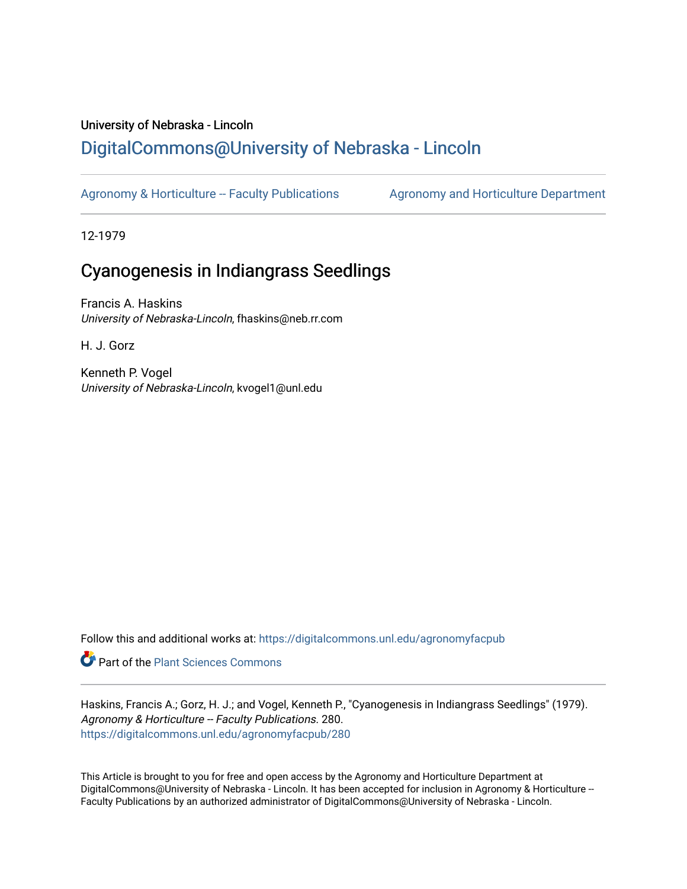University of Nebraska - Lincoln

## DigitalCommons@University of Nebraska - Lincoln

Agronomy & Horticulture -- Faculty Publications

Agronomy and Horticulture Department

12-1979

# Cyanogenesis in Indiangrass Seedlings

Francis A. Haskins
*University of Nebraska-Lincoln*, fhaskins@neb.rr.com

H. J. Gorz

Kenneth P. Vogel
*University of Nebraska-Lincoln*, kvogel1@unl.edu

Follow this and additional works at: https://digitalcommons.unl.edu/agronomyfacpub

Part of the Plant Sciences Commons

Haskins, Francis A.; Gorz, H. J.; and Vogel, Kenneth P., "Cyanogenesis in Indiangrass Seedlings" (1979). *Agronomy & Horticulture -- Faculty Publications*. 280.
https://digitalcommons.unl.edu/agronomyfacpub/280

This Article is brought to you for free and open access by the Agronomy and Horticulture Department at DigitalCommons@University of Nebraska - Lincoln. It has been accepted for inclusion in Agronomy & Horticulture -- Faculty Publications by an authorized administrator of DigitalCommons@University of Nebraska - Lincoln.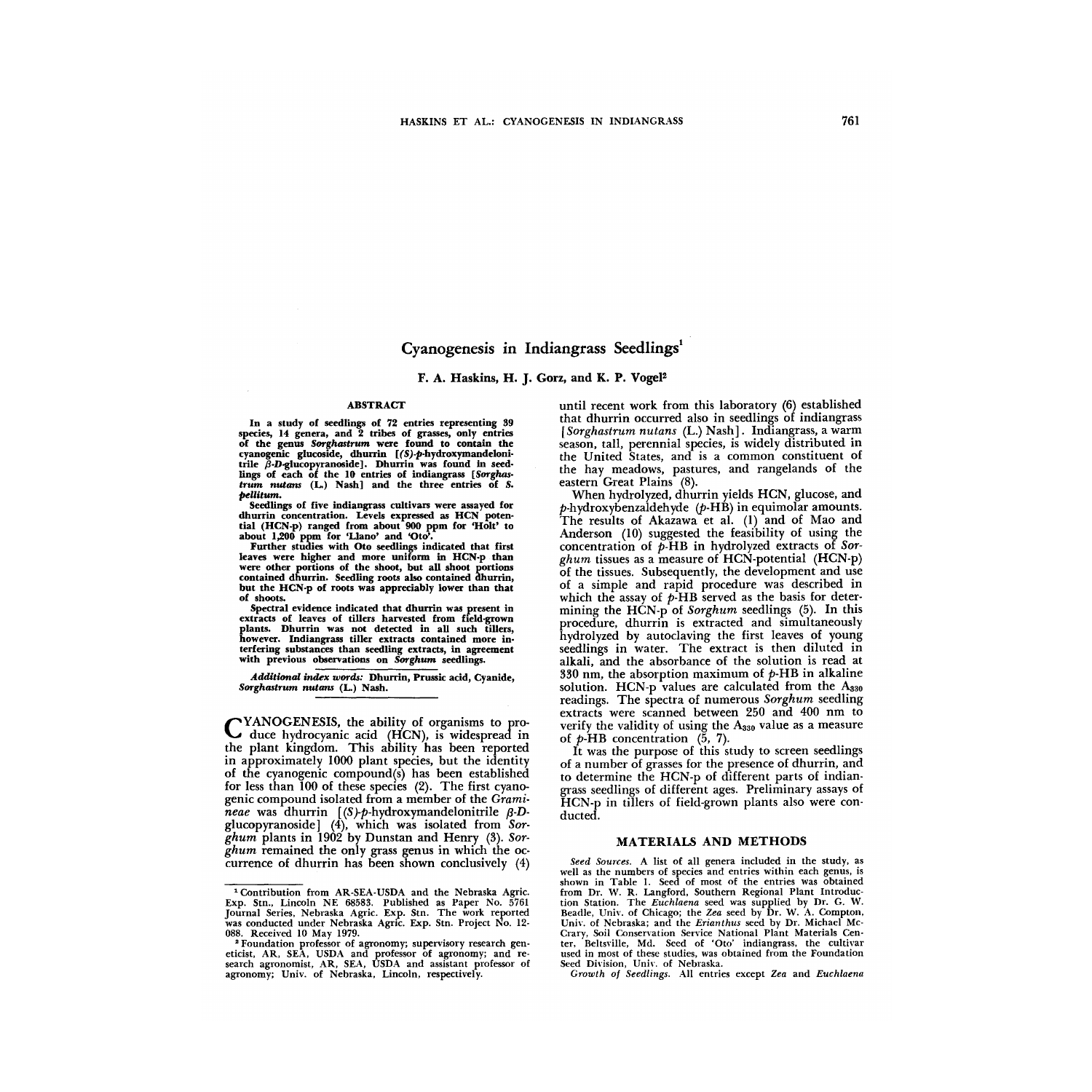# Cyanogenesis in Indiangrass Seedlings[1]

**F. A. Haskins, H. J. Gorz, and K. P. Vogel[2]**

## ABSTRACT

In a study of seedlings of 72 entries representing 39 species, 14 genera, and 2 tribes of grasses, only entries of the genus *Sorghastrum* were found to contain the cyanogenic glucoside, dhurrin [(*S*)-*p*-hydroxymandelonitrile β-*D*-glucopyranoside]. Dhurrin was found in seedlings of each of the 10 entries of indiangrass [*Sorghastrum nutans* (L.) Nash] and the three entries of *S. pellitum*.

Seedlings of five indiangrass cultivars were assayed for dhurrin concentration. Levels expressed as HCN potential (HCN-p) ranged from about 900 ppm for 'Holt' to about 1,200 ppm for 'Llano' and 'Oto'.

Further studies with Oto seedlings indicated that first leaves were higher and more uniform in HCN-p than were other portions of the shoot, but all shoot portions contained dhurrin. Seedling roots also contained dhurrin, but the HCN-p of roots was appreciably lower than that of shoots.

Spectral evidence indicated that dhurrin was present in extracts of leaves of tillers harvested from field-grown plants. Dhurrin was not detected in all such tillers, however. Indiangrass tiller extracts contained more interfering substances than seedling extracts, in agreement with previous observations on *Sorghum* seedlings.

*Additional index words:* Dhurrin, Prussic acid, Cyanide, *Sorghastrum nutans* (L.) Nash.

CYANOGENESIS, the ability of organisms to produce hydrocyanic acid (HCN), is widespread in the plant kingdom. This ability has been reported in approximately 1000 plant species, but the identity of the cyanogenic compound(s) has been established for less than 100 of these species (2). The first cyanogenic compound isolated from a member of the *Gramineae* was dhurrin [(*S*)-*p*-hydroxymandelonitrile β-*D*-glucopyranoside] (4), which was isolated from *Sorghum* plants in 1902 by Dunstan and Henry (3). *Sorghum* remained the only grass genus in which the occurrence of dhurrin has been shown conclusively (4) until recent work from this laboratory (6) established that dhurrin occurred also in seedlings of indiangrass [*Sorghastrum nutans* (L.) Nash]. Indiangrass, a warm season, tall, perennial species, is widely distributed in the United States, and is a common constituent of the hay meadows, pastures, and rangelands of the eastern Great Plains (8).

When hydrolyzed, dhurrin yields HCN, glucose, and *p*-hydroxybenzaldehyde (*p*-HB) in equimolar amounts. The results of Akazawa et al. (1) and of Mao and Anderson (10) suggested the feasibility of using the concentration of *p*-HB in hydrolyzed extracts of *Sorghum* tissues as a measure of HCN-potential (HCN-p) of the tissues. Subsequently, the development and use of a simple and rapid procedure was described in which the assay of *p*-HB served as the basis for determining the HCN-p of *Sorghum* seedlings (5). In this procedure, dhurrin is extracted and simultaneously hydrolyzed by autoclaving the first leaves of young seedlings in water. The extract is then diluted in alkali, and the absorbance of the solution is read at 330 nm, the absorption maximum of *p*-HB in alkaline solution. HCN-p values are calculated from the $A_{330}$ readings. The spectra of numerous *Sorghum* seedling extracts were scanned between 250 and 400 nm to verify the validity of using the $A_{330}$ value as a measure of *p*-HB concentration (5, 7).

It was the purpose of this study to screen seedlings of a number of grasses for the presence of dhurrin, and to determine the HCN-p of different parts of indiangrass seedlings of different ages. Preliminary assays of HCN-p in tillers of field-grown plants also were conducted.

## MATERIALS AND METHODS

*Seed Sources.* A list of all genera included in the study, as well as the numbers of species and entries within each genus, is shown in Table 1. Seed of most of the entries was obtained from Dr. W. R. Langford, Southern Regional Plant Introduction Station. The *Euchlaena* seed was supplied by Dr. G. W. Beadle, Univ. of Chicago; the *Zea* seed by Dr. W. A. Compton, Univ. of Nebraska; and the *Erianthus* seed by Dr. Michael McCrary, Soil Conservation Service National Plant Materials Center, Beltsville, Md. Seed of 'Oto' indiangrass, the cultivar used in most of these studies, was obtained from the Foundation Seed Division, Univ. of Nebraska.

*Growth of Seedlings.* All entries except *Zea* and *Euchlaena*

[1] Contribution from AR-SEA-USDA and the Nebraska Agric. Exp. Stn., Lincoln NE 68583. Published as Paper No. 5761 Journal Series, Nebraska Agric. Exp. Stn. The work reported was conducted under Nebraska Agric. Exp. Stn. Project No. 12-088. Received 10 May 1979.

[2] Foundation professor of agronomy; supervisory research geneticist, AR, SEA, USDA and professor of agronomy; and research agronomist, AR, SEA, USDA and assistant professor of agronomy; Univ. of Nebraska, Lincoln, respectively.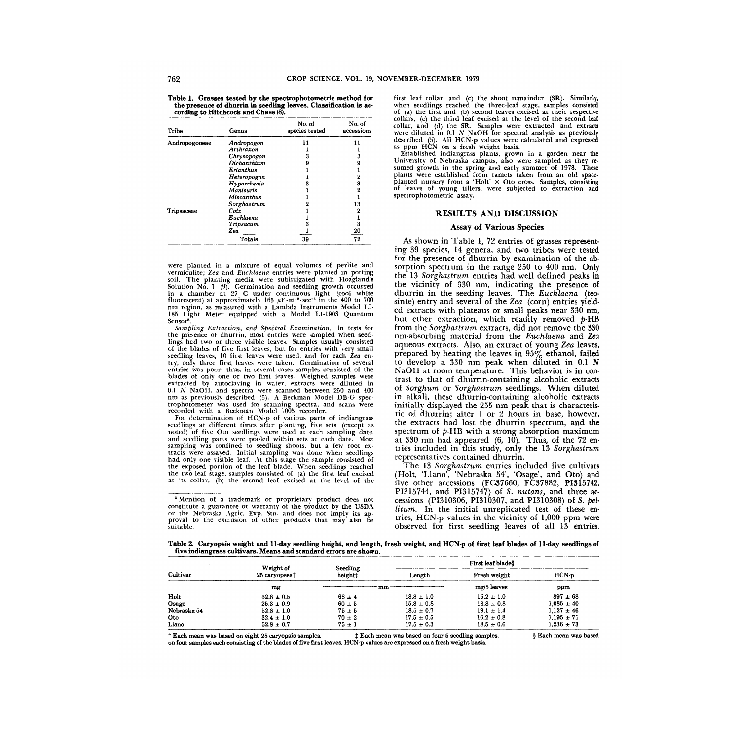Table 1. Grasses tested by the spectrophotometric method for the presence of dhurrin in seedling leaves. Classification is according to Hitchcock and Chase (8).

| Tribe | Genus | No. of species tested | No. of accessions |
|---|---|---|---|
| Andropogoneae | *Andropogon* | 11 | 11 |
| | *Arthraxon* | 1 | 1 |
| | *Chrysopogon* | 3 | 3 |
| | *Dichanthium* | 9 | 9 |
| | *Erianthus* | 1 | 1 |
| | *Heteropogon* | 1 | 2 |
| | *Hyparrhenia* | 3 | 3 |
| | *Manisuris* | 1 | 2 |
| | *Miscanthus* | 1 | 1 |
| | *Sorghastrum* | 2 | 13 |
| Tripsaceae | *Coix* | 1 | 2 |
| | *Euchlaena* | 1 | 1 |
| | *Tripsacum* | 3 | 3 |
| | *Zea* | 1 | 20 |
| | Totals | 39 | 72 |

were planted in a mixture of equal volumes of perlite and vermiculite; *Zea* and *Euchlaena* entries were planted in potting soil. The planting media were subirrigated with Hoagland's Solution No. 1 (9). Germination and seedling growth occurred in a chamber at 27 C under continuous light (cool white fluorescent) at approximately 165 $\mu E \cdot m^{-2} \cdot sec^{-1}$ in the 400 to 700 nm region, as measured with a Lambda Instruments Model LI-185 Light Meter equipped with a Model LI-190S Quantum Sensor[3].

*Sampling Extraction, and Spectral Examination.* In tests for the presence of dhurrin, most entries were sampled when seedlings had two or three visible leaves. Samples usually consisted of the blades of five first leaves, but for entries with very small seedling leaves, 10 first leaves were used, and for each *Zea* entry, only three first leaves were taken. Germination of several entries was poor; thus, in several cases samples consisted of the blades of only one or two first leaves. Weighed samples were extracted by autoclaving in water, extracts were diluted in 0.1 *N* NaOH, and spectra were scanned between 250 and 400 nm as previously described (5). A Beckman Model DB-G spectrophotometer was used for scanning spectra, and scans were recorded with a Beckman Model 1005 recorder.

For determination of HCN-p of various parts of indiangrass seedlings at different times after planting, five sets (except as noted) of five Oto seedlings were used at each sampling date, and seedling parts were pooled within sets at each date. Most sampling was confined to seedling shoots, but a few root extracts were assayed. Initial sampling was done when seedlings had only one visible leaf. At this stage the sample consisted of the exposed portion of the leaf blade. When seedlings reached the two-leaf stage, samples consisted of (a) the first leaf excised at its collar, (b) the second leaf excised at the level of the first leaf collar, and (c) the shoot remainder (SR). Similarly, when seedlings reached the three-leaf stage, samples consisted of (a) the first and (b) second leaves excised at their respective collars, (c) the third leaf excised at the level of the second leaf collar, and (d) the SR. Samples were extracted, and extracts were diluted in 0.1 *N* NaOH for spectral analysis as previously described (5). All HCN-p values were calculated and expressed as ppm HCN on a fresh weight basis.

Established indiangrass plants, grown in a garden near the University of Nebraska campus, also were sampled as they resumed growth in the spring and early summer of 1978. These plants were established from ramets taken from an old space-planted nursery from a 'Holt' × Oto cross. Samples, consisting of leaves of young tillers, were subjected to extraction and spectrophotometric assay.

[3] Mention of a trademark or proprietary product does not constitute a guarantee or warranty of the product by the USDA or the Nebraska Agric. Exp. Stn. and does not imply its approval to the exclusion of other products that may also be suitable.

## RESULTS AND DISCUSSION

### Assay of Various Species

As shown in Table 1, 72 entries of grasses representing 39 species, 14 genera, and two tribes were tested for the presence of dhurrin by examination of the absorption spectrum in the range 250 to 400 nm. Only the 13 *Sorghastrum* entries had well defined peaks in the vicinity of 330 nm, indicating the presence of dhurrin in the seeding leaves. The *Euchlaena* (teosinte) entry and several of the *Zea* (corn) entries yielded extracts with plateaus or small peaks near 330 nm, but ether extraction, which readily removed *p*-HB from the *Sorghastrum* extracts, did not remove the 330 nm-absorbing material from the *Euchlaena* and *Zea* aqueous extracts. Also, an extract of young *Zea* leaves, prepared by heating the leaves in 95% ethanol, failed to develop a 330 nm peak when diluted in 0.1 *N* NaOH at room temperature. This behavior is in contrast to that of dhurrin-containing alcoholic extracts of *Sorghum* or *Sorghastrum* seedlings. When diluted in alkali, these dhurrin-containing alcoholic extracts initially displayed the 255 nm peak that is characteristic of dhurrin; after 1 or 2 hours in base, however, the extracts had lost the dhurrin spectrum, and the spectrum of *p*-HB with a strong absorption maximum at 330 nm had appeared (6, 10). Thus, of the 72 entries included in this study, only the 13 *Sorghastrum* representatives contained dhurrin.

The 13 *Sorghastrum* entries included five cultivars (Holt, 'Llano', 'Nebraska 54', 'Osage', and Oto) and five other accessions (FC37660, FC37882, PI315742, PI315744, and PI315747) of *S. nutans*, and three accessions (PI310306, PI310307, and PI310308) of *S. pellitum*. In the initial unreplicated test of these entries, HCN-p values in the vicinity of 1,000 ppm were observed for first seedling leaves of all 13 entries.

Table 2. Caryopsis weight and 11-day seedling height, and length, fresh weight, and HCN-p of first leaf blades of 11-day seedlings of five indiangrass cultivars. Means and standard errors are shown.

| Cultivar | Weight of 25 caryopses† | Seedling height‡ | First leaf blade§ | | |
|---|---|---|---|---|---|
| | | | Length | Fresh weight | HCN-p |
| | mg | mm | mm | mg/5 leaves | ppm |
| Holt | 32.8 ± 0.5 | 68 ± 4 | 18.8 ± 1.0 | 15.2 ± 1.0 | 897 ± 68 |
| Osage | 25.3 ± 0.9 | 60 ± 5 | 15.8 ± 0.8 | 13.8 ± 0.8 | 1,085 ± 40 |
| Nebraska 54 | 52.8 ± 1.0 | 75 ± 5 | 18.5 ± 0.7 | 19.1 ± 1.4 | 1,127 ± 46 |
| Oto | 32.4 ± 1.0 | 70 ± 2 | 17.5 ± 0.5 | 16.2 ± 0.8 | 1,195 ± 71 |
| Llano | 52.8 ± 0.7 | 75 ± 1 | 17.5 ± 0.3 | 18.5 ± 0.6 | 1,236 ± 73 |

† Each mean was based on eight 25-caryopsis samples. ‡ Each mean was based on four 5-seedling samples. § Each mean was based on four samples each consisting of the blades of five first leaves. HCN-p values are expressed on a fresh weight basis.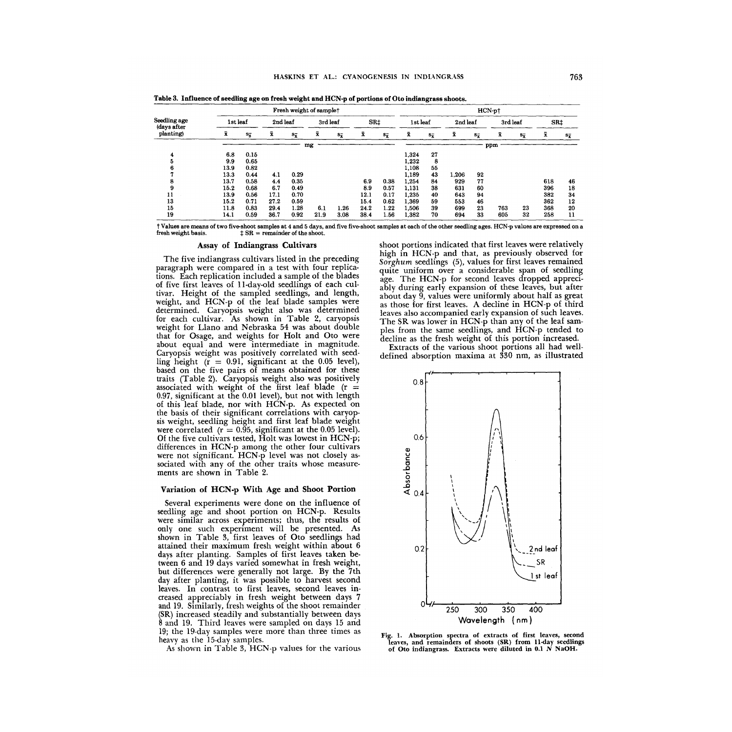**Table 3. Influence of seedling age on fresh weight and HCN-p of portions of Oto indiangrass shoots.**

| Seedling age (days after planting) | Fresh weight of sample† | | | | | | | | HCN-p† | | | | | | | |
|---|---|---|---|---|---|---|---|---|---|---|---|---|---|---|---|---|
| | 1st leaf | | 2nd leaf | | 3rd leaf | | SR‡ | | 1st leaf | | 2nd leaf | | 3rd leaf | | SR‡ | |
| | $\bar{x}$ | $s_{\bar{x}}$ | $\bar{x}$ | $s_{\bar{x}}$ | $\bar{x}$ | $s_{\bar{x}}$ | $\bar{x}$ | $s_{\bar{x}}$ | $\bar{x}$ | $s_{\bar{x}}$ | $\bar{x}$ | $s_{\bar{x}}$ | $\bar{x}$ | $s_{\bar{x}}$ | $\bar{x}$ | $s_{\bar{x}}$ |
| | mg | | | | | | | | ppm | | | | | | | |
| 4 | 6.8 | 0.15 | | | | | | | 1,324 | 27 | | | | | | |
| 5 | 9.9 | 0.65 | | | | | | | 1,232 | 8 | | | | | | |
| 6 | 13.9 | 0.82 | | | | | | | 1,108 | 55 | | | | | | |
| 7 | 13.3 | 0.44 | 4.1 | 0.29 | | | | | 1,189 | 43 | 1,206 | 92 | | | | |
| 8 | 13.7 | 0.58 | 4.4 | 0.35 | | | 6.9 | 0.38 | 1,254 | 84 | 929 | 77 | | | 618 | 46 |
| 9 | 15.2 | 0.68 | 6.7 | 0.49 | | | 8.9 | 0.57 | 1,131 | 38 | 631 | 60 | | | 396 | 18 |
| 11 | 13.9 | 0.56 | 17.1 | 0.70 | | | 12.1 | 0.17 | 1,235 | 40 | 643 | 94 | | | 382 | 34 |
| 13 | 15.2 | 0.71 | 27.2 | 0.59 | | | 15.4 | 0.62 | 1,369 | 59 | 553 | 46 | | | 362 | 12 |
| 15 | 11.8 | 0.83 | 29.4 | 1.28 | 6.1 | 1.26 | 24.2 | 1.22 | 1,506 | 39 | 699 | 23 | 763 | 23 | 368 | 20 |
| 19 | 14.1 | 0.59 | 36.7 | 0.92 | 21.9 | 3.08 | 38.4 | 1.56 | 1,382 | 70 | 694 | 33 | 605 | 32 | 258 | 11 |

† Values are means of two five-shoot samples at 4 and 5 days, and five five-shoot samples at each of the other seedling ages. HCN-p values are expressed on a fresh weight basis. ‡ SR = remainder of the shoot.

### Assay of Indiangrass Cultivars

The five indiangrass cultivars listed in the preceding paragraph were compared in a test with four replications. Each replication included a sample of the blades of five first leaves of 11-day-old seedlings of each cultivar. Height of the sampled seedlings, and length, weight, and HCN-p of the leaf blade samples were determined. Caryopsis weight also was determined for each cultivar. As shown in Table 2, caryopsis weight for Llano and Nebraska 54 was about double that for Osage, and weights for Holt and Oto were about equal and were intermediate in magnitude. Caryopsis weight was positively correlated with seedling height ($r = 0.91$, significant at the 0.05 level), based on the five pairs of means obtained for these traits (Table 2). Caryopsis weight also was positively associated with weight of the first leaf blade ($r = 0.97$, significant at the 0.01 level), but not with length of this leaf blade, nor with HCN-p. As expected on the basis of their significant correlations with caryopsis weight, seedling height and first leaf blade weight were correlated ($r = 0.95$, significant at the 0.05 level). Of the five cultivars tested, Holt was lowest in HCN-p; differences in HCN-p among the other four cultivars were not significant. HCN-p level was not closely associated with any of the other traits whose measurements are shown in Table 2.

### Variation of HCN-p With Age and Shoot Portion

Several experiments were done on the influence of seedling age and shoot portion on HCN-p. Results were similar across experiments; thus, the results of only one such experiment will be presented. As shown in Table 3, first leaves of Oto seedlings had attained their maximum fresh weight within about 6 days after planting. Samples of first leaves taken between 6 and 19 days varied somewhat in fresh weight, but differences were generally not large. By the 7th day after planting, it was possible to harvest second leaves. In contrast to first leaves, second leaves increased appreciably in fresh weight between days 7 and 19. Similarly, fresh weights of the shoot remainder (SR) increased steadily and substantially between days 8 and 19. Third leaves were sampled on days 15 and 19; the 19-day samples were more than three times as heavy as the 15-day samples.

As shown in Table 3, HCN-p values for the various shoot portions indicated that first leaves were relatively high in HCN-p and that, as previously observed for *Sorghum* seedlings (5), values for first leaves remained quite uniform over a considerable span of seedling age. The HCN-p for second leaves dropped appreciably during early expansion of these leaves, but after about day 9, values were uniformly about half as great as those for first leaves. A decline in HCN-p of third leaves also accompanied early expansion of such leaves. The SR was lower in HCN-p than any of the leaf samples from the same seedlings, and HCN-p tended to decline as the fresh weight of this portion increased.

Extracts of the various shoot portions all had well-defined absorption maxima at 330 nm, as illustrated

Fig. 1. Absorption spectra of extracts of first leaves, second leaves, and remainders of shoots (SR) from 11-day seedlings of Oto indiangrass. Extracts were diluted in 0.1 *N* NaOH.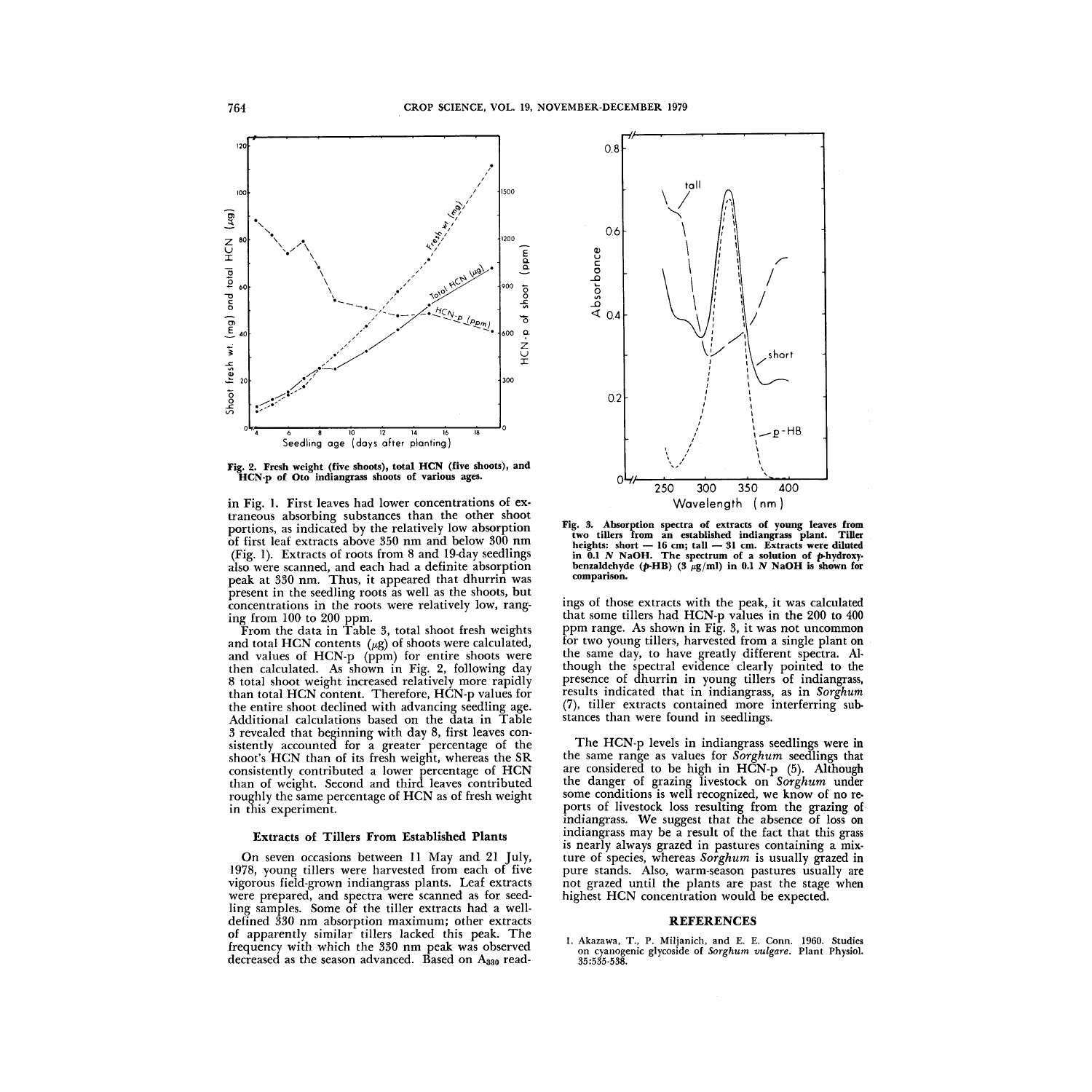Fig. 2. Fresh weight (five shoots), total HCN (five shoots), and HCN-p of Oto indiangrass shoots of various ages.

in Fig. 1. First leaves had lower concentrations of extraneous absorbing substances than the other shoot portions, as indicated by the relatively low absorption of first leaf extracts above 350 nm and below 300 nm (Fig. 1). Extracts of roots from 8 and 19-day seedlings also were scanned, and each had a definite absorption peak at 330 nm. Thus, it appeared that dhurrin was present in the seedling roots as well as the shoots, but concentrations in the roots were relatively low, ranging from 100 to 200 ppm.

From the data in Table 3, total shoot fresh weights and total HCN contents (μg) of shoots were calculated, and values of HCN-p (ppm) for entire shoots were then calculated. As shown in Fig. 2, following day 8 total shoot weight increased relatively more rapidly than total HCN content. Therefore, HCN-p values for the entire shoot declined with advancing seedling age. Additional calculations based on the data in Table 3 revealed that beginning with day 8, first leaves consistently accounted for a greater percentage of the shoot's HCN than of its fresh weight, whereas the SR consistently contributed a lower percentage of HCN than of weight. Second and third leaves contributed roughly the same percentage of HCN as of fresh weight in this experiment.

### Extracts of Tillers From Established Plants

On seven occasions between 11 May and 21 July, 1978, young tillers were harvested from each of five vigorous field-grown indiangrass plants. Leaf extracts were prepared, and spectra were scanned as for seedling samples. Some of the tiller extracts had a well-defined 330 nm absorption maximum; other extracts of apparently similar tillers lacked this peak. The frequency with which the 330 nm peak was observed decreased as the season advanced. Based on $A_{330}$ readings of those extracts with the peak, it was calculated that some tillers had HCN-p values in the 200 to 400 ppm range. As shown in Fig. 3, it was not uncommon for two young tillers, harvested from a single plant on the same day, to have greatly different spectra. Although the spectral evidence clearly pointed to the presence of dhurrin in young tillers of indiangrass, results indicated that in indiangrass, as in *Sorghum* (7), tiller extracts contained more interfering substances than were found in seedlings.

Fig. 3. Absorption spectra of extracts of young leaves from two tillers from an established indiangrass plant. Tiller heights: short — 16 cm; tall — 31 cm. Extracts were diluted in 0.1 *N* NaOH. The spectrum of a solution of *p*-hydroxybenzaldehyde (*p*-HB) (3 μg/ml) in 0.1 *N* NaOH is shown for comparison.

The HCN-p levels in indiangrass seedlings were in the same range as values for *Sorghum* seedlings that are considered to be high in HCN-p (5). Although the danger of grazing livestock on *Sorghum* under some conditions is well recognized, we know of no reports of livestock loss resulting from the grazing of indiangrass. We suggest that the absence of loss on indiangrass may be a result of the fact that this grass is nearly always grazed in pastures containing a mixture of species, whereas *Sorghum* is usually grazed in pure stands. Also, warm-season pastures usually are not grazed until the plants are past the stage when highest HCN concentration would be expected.

## REFERENCES

1. Akazawa, T., P. Miljanich, and E. E. Conn. 1960. Studies on cyanogenic glycoside of *Sorghum vulgare*. Plant Physiol. 35:535-538.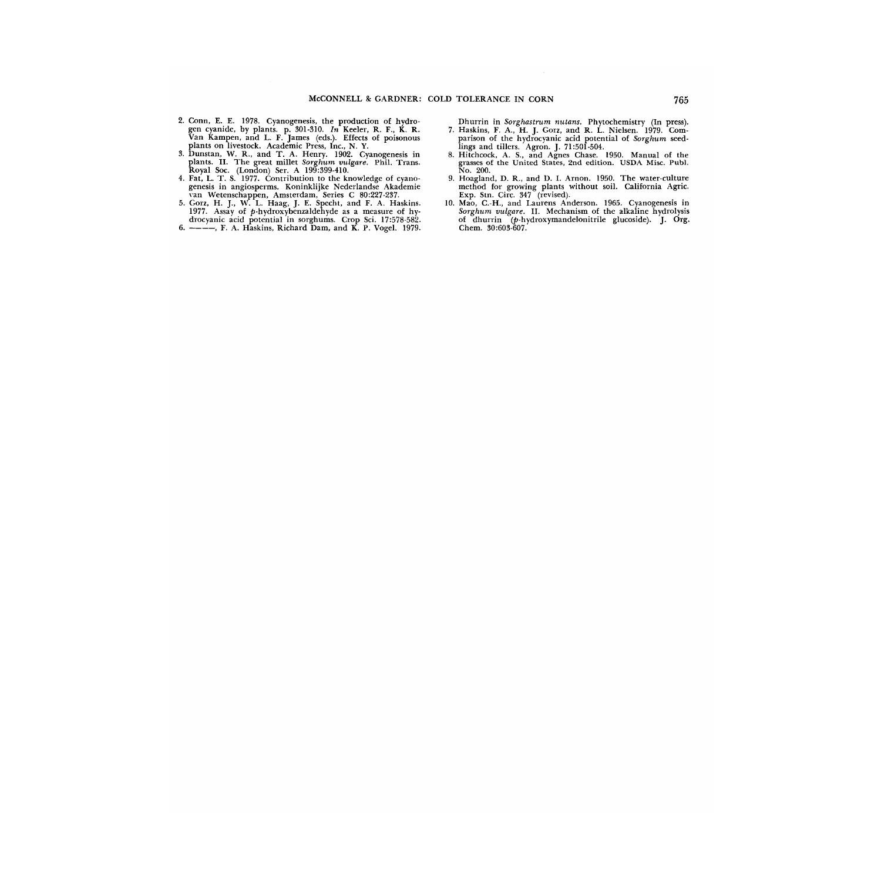2. Conn, E. E. 1978. Cyanogenesis, the production of hydrogen cyanide, by plants. p. 301-310. *In* Keeler, R. F., K. R. Van Kampen, and L. F. James (eds.). Effects of poisonous plants on livestock. Academic Press, Inc., N. Y.
3. Dunstan, W. R., and T. A. Henry. 1902. Cyanogenesis in plants. II. The great millet *Sorghum vulgare*. Phil. Trans. Royal Soc. (London) Ser. A 199:399-410.
4. Fat, L. T. S. 1977. Contribution to the knowledge of cyanogenesis in angiosperms. Koninklijke Nederlandse Akademie van Wetenschappen, Amsterdam, Series C 80:227-237.
5. Gorz, H. J., W. L. Haag, J. E. Specht, and F. A. Haskins. 1977. Assay of *p*-hydroxybenzaldehyde as a measure of hydrocyanic acid potential in sorghums. Crop Sci. 17:578-582.
6. ———, F. A. Haskins, Richard Dam, and K. P. Vogel. 1979. Dhurrin in *Sorghastrum nutans*. Phytochemistry (In press).
7. Haskins, F. A., H. J. Gorz, and R. L. Nielsen. 1979. Comparison of the hydrocyanic acid potential of *Sorghum* seedlings and tillers. Agron. J. 71:501-504.
8. Hitchcock, A. S., and Agnes Chase. 1950. Manual of the grasses of the United States, 2nd edition. USDA Misc. Publ. No. 200.
9. Hoagland, D. R., and D. I. Arnon. 1950. The water-culture method for growing plants without soil. California Agric. Exp. Stn. Circ. 347 (revised).
10. Mao, C.-H., and Laurens Anderson. 1965. Cyanogenesis in *Sorghum vulgare*. II. Mechanism of the alkaline hydrolysis of dhurrin (*p*-hydroxymandelonitrile glucoside). J. Org. Chem. 30:603-607.